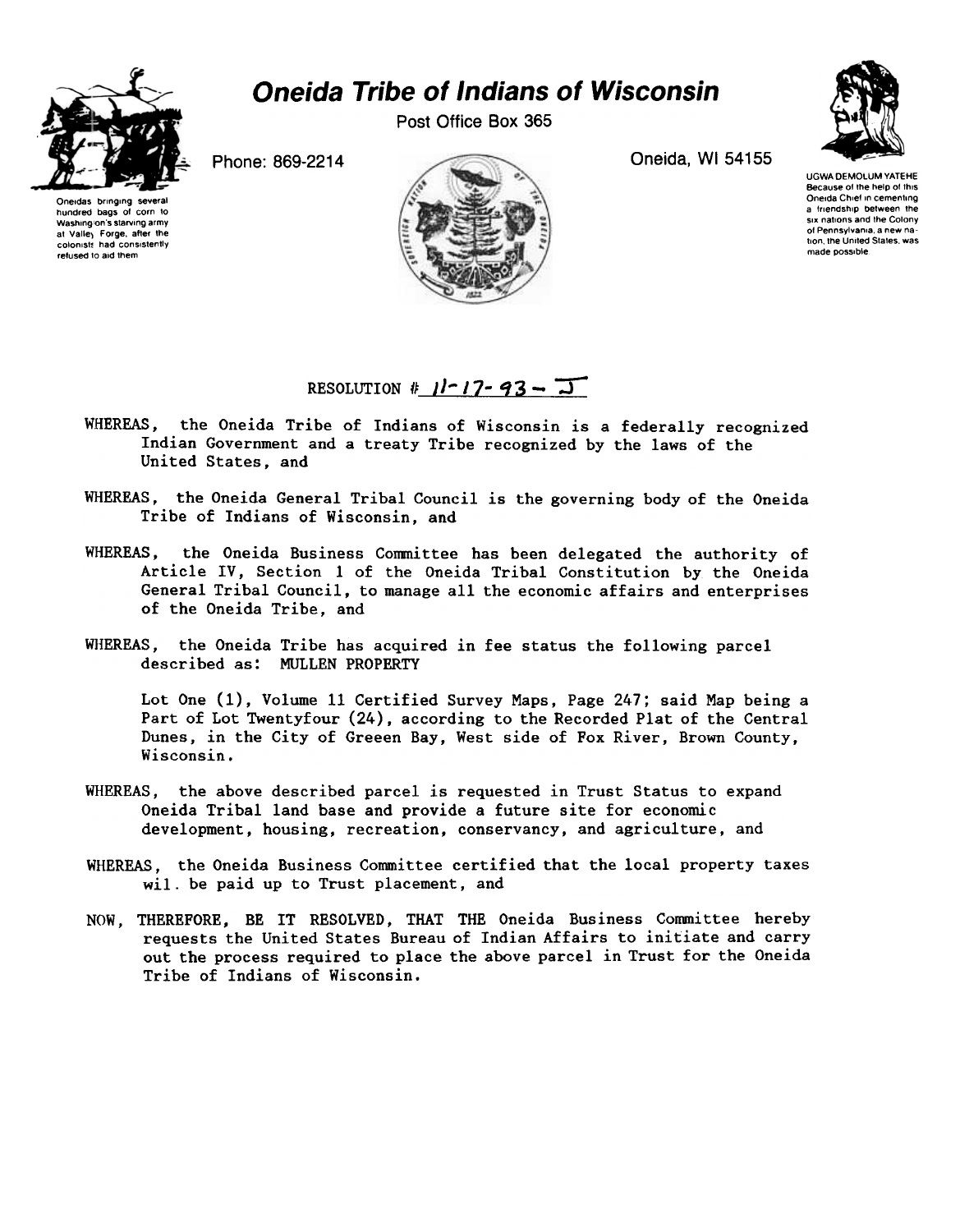# Oneida Tribe of Indians of Wisconsin

Post Office Box 365

Phone: 869-2214

Oneida, WI 54155

Oneidas bringing several hundred bags of corn to Washington's starving army at Valley Forge, after the colonists had consistently refused to aid them

UGWA DEMOLUM YATEHE Because of the help of this Oneida Chief in cementing a friendship between the six nations and the Colony of Pennsylvania, a new nation, the United States, was made possible

RESOLUTION # 11-17-93 - J

WHEREAS, the Oneida Tribe of Indians of Wisconsin is a federally recognized Indian Government and a treaty Tribe recognized by the laws of the United States, and

WHEREAS, the Oneida General Tribal Council is the governing body of the Oneida Tribe of Indians of Wisconsin, and

WHEREAS, the Oneida Business Committee has been delegated the authority of Article IV, Section 1 of the Oneida Tribal Constitution by the Oneida General Tribal Council, to manage all the economic affairs and enterprises of the Oneida Tribe, and

WHEREAS, the Oneida Tribe has acquired in fee status the following parcel described as: MULLEN PROPERTY

Lot One (1), Volume 11 Certified Survey Maps, Page 247; said Map being a Part of Lot Twentyfour (24), according to the Recorded Plat of the Central Dunes, in the City of Greeen Bay, West side of Fox River, Brown County, Wisconsin.

WHEREAS, the above described parcel is requested in Trust Status to expand Oneida Tribal land base and provide a future site for economic development, housing, recreation, conservancy, and agriculture, and

WHEREAS, the Oneida Business Committee certified that the local property taxes wil. be paid up to Trust placement, and

NOW, THEREFORE, BE IT RESOLVED, THAT THE Oneida Business Committee hereby requests the United States Bureau of Indian Affairs to initiate and carry out the process required to place the above parcel in Trust for the Oneida Tribe of Indians of Wisconsin.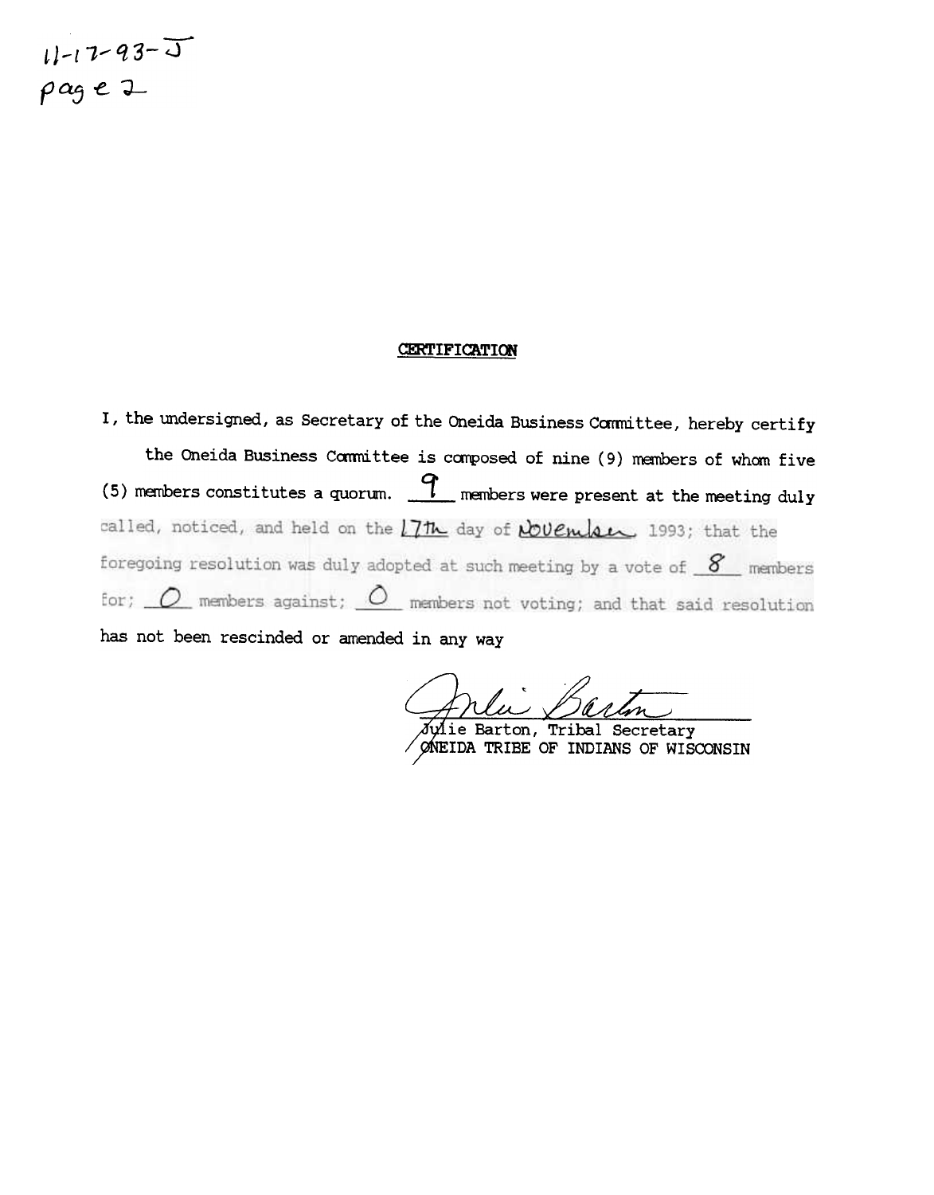11-17-93-J
page 2

## CERTIFICATION

I, the undersigned, as Secretary of the Oneida Business Committee, hereby certify the Oneida Business Committee is composed of nine (9) members of whom five (5) members constitutes a quorum. 9 members were present at the meeting duly called, noticed, and held on the 17th day of November 1993; that the foregoing resolution was duly adopted at such meeting by a vote of 8 members for; 0 members against; 0 members not voting; and that said resolution has not been rescinded or amended in any way

Julie Barton, Tribal Secretary
ONEIDA TRIBE OF INDIANS OF WISCONSIN